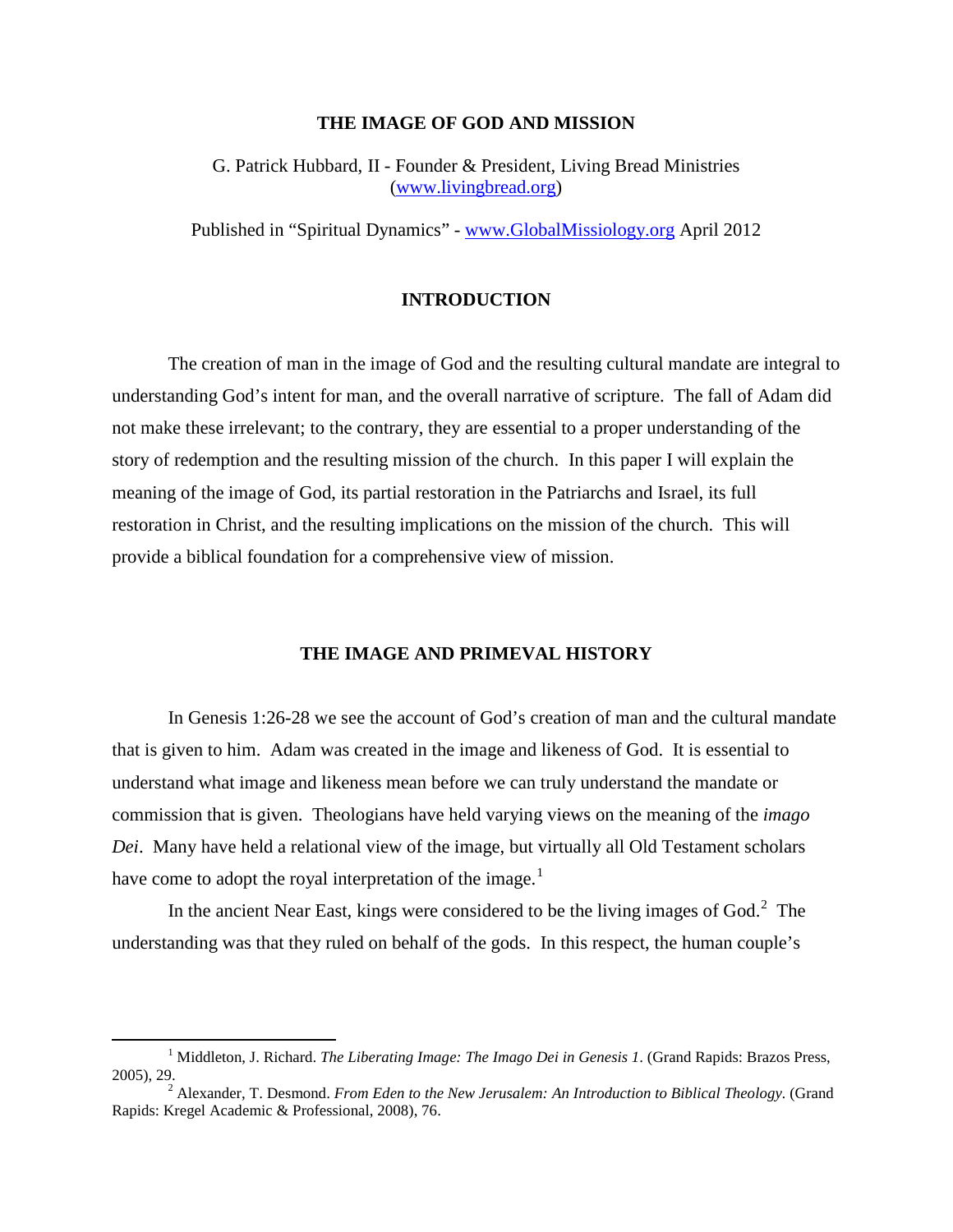# THE IMAGE OF GOD AND MISSION

G. Patrick Hubbard, II - Founder & President, Living Bread Ministries (www.livingbread.org)

Published in "Spiritual Dynamics" - www.GlobalMissiology.org April 2012

## INTRODUCTION

The creation of man in the image of God and the resulting cultural mandate are integral to understanding God's intent for man, and the overall narrative of scripture. The fall of Adam did not make these irrelevant; to the contrary, they are essential to a proper understanding of the story of redemption and the resulting mission of the church. In this paper I will explain the meaning of the image of God, its partial restoration in the Patriarchs and Israel, its full restoration in Christ, and the resulting implications on the mission of the church. This will provide a biblical foundation for a comprehensive view of mission.

## THE IMAGE AND PRIMEVAL HISTORY

In Genesis 1:26-28 we see the account of God's creation of man and the cultural mandate that is given to him. Adam was created in the image and likeness of God. It is essential to understand what image and likeness mean before we can truly understand the mandate or commission that is given. Theologians have held varying views on the meaning of the *imago Dei*. Many have held a relational view of the image, but virtually all Old Testament scholars have come to adopt the royal interpretation of the image.[1]

In the ancient Near East, kings were considered to be the living images of God.[2] The understanding was that they ruled on behalf of the gods. In this respect, the human couple's

---

[1] Middleton, J. Richard. *The Liberating Image: The Imago Dei in Genesis 1*. (Grand Rapids: Brazos Press, 2005), 29.

[2] Alexander, T. Desmond. *From Eden to the New Jerusalem: An Introduction to Biblical Theology.* (Grand Rapids: Kregel Academic & Professional, 2008), 76.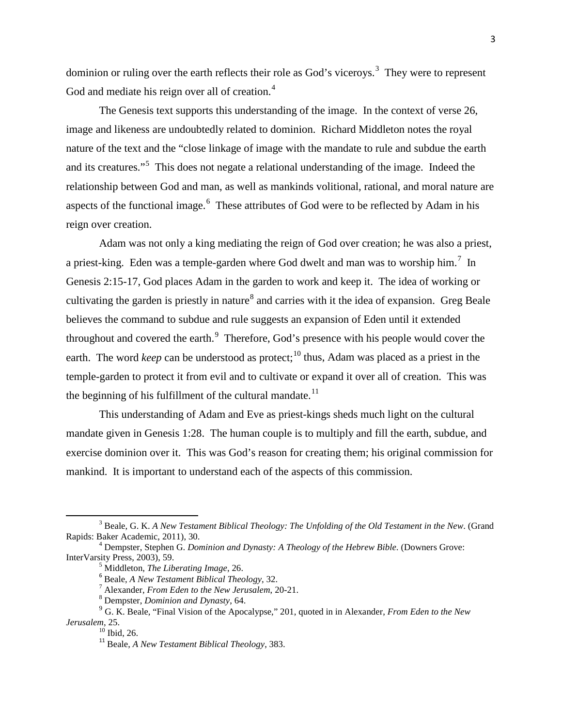dominion or ruling over the earth reflects their role as God's viceroys.[3] They were to represent God and mediate his reign over all of creation.[4]

The Genesis text supports this understanding of the image. In the context of verse 26, image and likeness are undoubtedly related to dominion. Richard Middleton notes the royal nature of the text and the "close linkage of image with the mandate to rule and subdue the earth and its creatures."[5] This does not negate a relational understanding of the image. Indeed the relationship between God and man, as well as mankinds volitional, rational, and moral nature are aspects of the functional image.[6] These attributes of God were to be reflected by Adam in his reign over creation.

Adam was not only a king mediating the reign of God over creation; he was also a priest, a priest-king. Eden was a temple-garden where God dwelt and man was to worship him.[7] In Genesis 2:15-17, God places Adam in the garden to work and keep it. The idea of working or cultivating the garden is priestly in nature[8] and carries with it the idea of expansion. Greg Beale believes the command to subdue and rule suggests an expansion of Eden until it extended throughout and covered the earth.[9] Therefore, God's presence with his people would cover the earth. The word *keep* can be understood as protect;[10] thus, Adam was placed as a priest in the temple-garden to protect it from evil and to cultivate or expand it over all of creation. This was the beginning of his fulfillment of the cultural mandate.[11]

This understanding of Adam and Eve as priest-kings sheds much light on the cultural mandate given in Genesis 1:28. The human couple is to multiply and fill the earth, subdue, and exercise dominion over it. This was God's reason for creating them; his original commission for mankind. It is important to understand each of the aspects of this commission.

---

[3] Beale, G. K. *A New Testament Biblical Theology: The Unfolding of the Old Testament in the New*. (Grand Rapids: Baker Academic, 2011), 30.

[4] Dempster, Stephen G. *Dominion and Dynasty: A Theology of the Hebrew Bible*. (Downers Grove: InterVarsity Press, 2003), 59.

[5] Middleton, *The Liberating Image*, 26.

[6] Beale, *A New Testament Biblical Theology*, 32.

[7] Alexander, *From Eden to the New Jerusalem*, 20-21.

[8] Dempster, *Dominion and Dynasty*, 64.

[9] G. K. Beale, "Final Vision of the Apocalypse," 201, quoted in in Alexander, *From Eden to the New Jerusalem*, 25.

[10] Ibid, 26.

[11] Beale, *A New Testament Biblical Theology*, 383.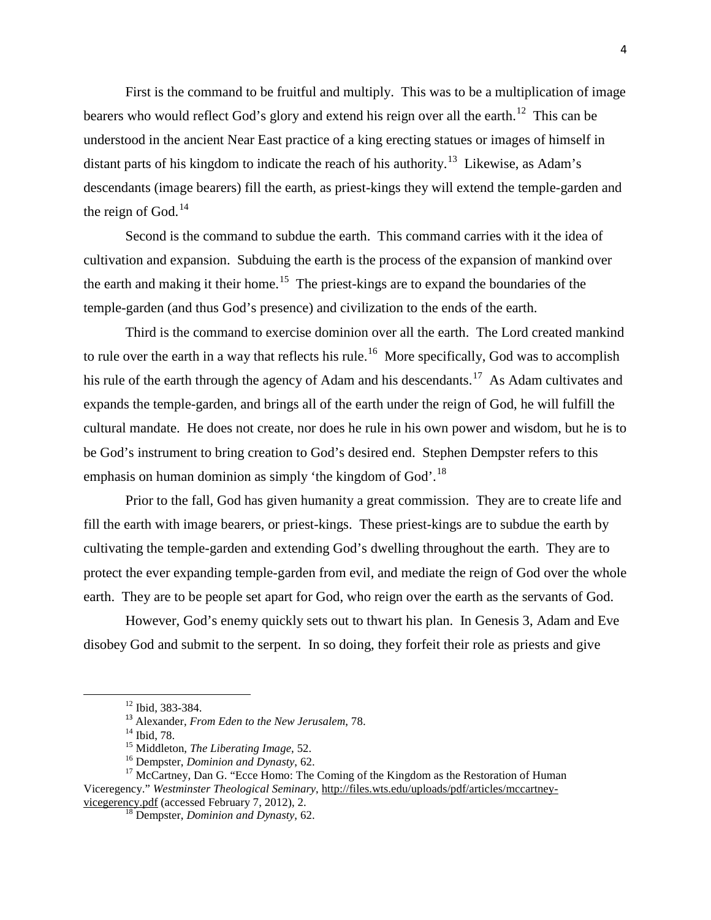First is the command to be fruitful and multiply. This was to be a multiplication of image bearers who would reflect God's glory and extend his reign over all the earth.[12] This can be understood in the ancient Near East practice of a king erecting statues or images of himself in distant parts of his kingdom to indicate the reach of his authority.[13] Likewise, as Adam's descendants (image bearers) fill the earth, as priest-kings they will extend the temple-garden and the reign of God.[14]

Second is the command to subdue the earth. This command carries with it the idea of cultivation and expansion. Subduing the earth is the process of the expansion of mankind over the earth and making it their home.[15] The priest-kings are to expand the boundaries of the temple-garden (and thus God's presence) and civilization to the ends of the earth.

Third is the command to exercise dominion over all the earth. The Lord created mankind to rule over the earth in a way that reflects his rule.[16] More specifically, God was to accomplish his rule of the earth through the agency of Adam and his descendants.[17] As Adam cultivates and expands the temple-garden, and brings all of the earth under the reign of God, he will fulfill the cultural mandate. He does not create, nor does he rule in his own power and wisdom, but he is to be God's instrument to bring creation to God's desired end. Stephen Dempster refers to this emphasis on human dominion as simply 'the kingdom of God'.[18]

Prior to the fall, God has given humanity a great commission. They are to create life and fill the earth with image bearers, or priest-kings. These priest-kings are to subdue the earth by cultivating the temple-garden and extending God's dwelling throughout the earth. They are to protect the ever expanding temple-garden from evil, and mediate the reign of God over the whole earth. They are to be people set apart for God, who reign over the earth as the servants of God.

However, God's enemy quickly sets out to thwart his plan. In Genesis 3, Adam and Eve disobey God and submit to the serpent. In so doing, they forfeit their role as priests and give

---

[12] Ibid, 383-384.

[13] Alexander, *From Eden to the New Jerusalem*, 78.

[14] Ibid, 78.

[15] Middleton, *The Liberating Image*, 52.

[16] Dempster, *Dominion and Dynasty*, 62.

[17] McCartney, Dan G. "Ecce Homo: The Coming of the Kingdom as the Restoration of Human Viceregency." *Westminster Theological Seminary*, http://files.wts.edu/uploads/pdf/articles/mccartney-vicegerency.pdf (accessed February 7, 2012), 2.

[18] Dempster, *Dominion and Dynasty*, 62.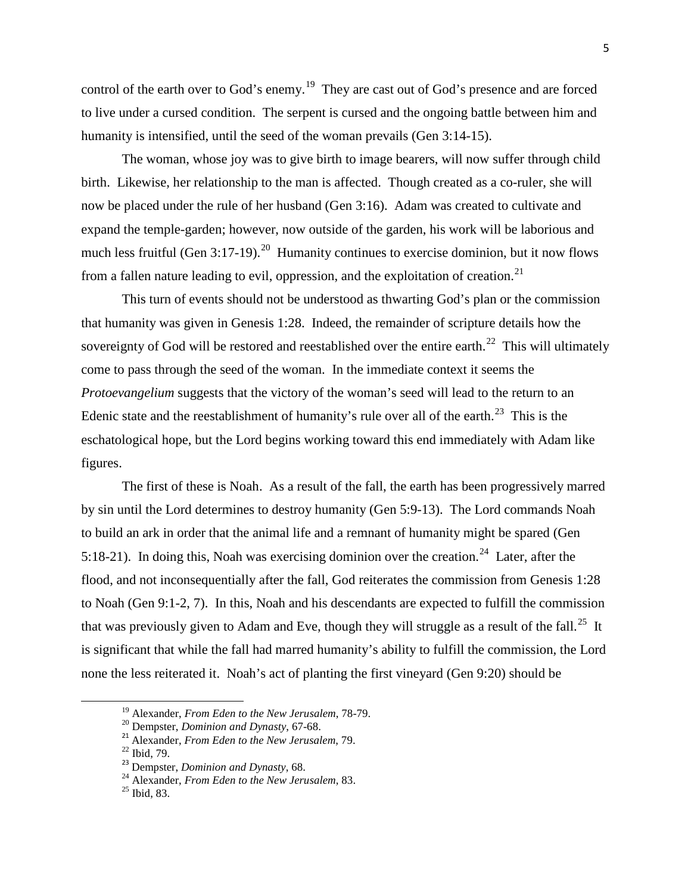control of the earth over to God's enemy.[19] They are cast out of God's presence and are forced to live under a cursed condition. The serpent is cursed and the ongoing battle between him and humanity is intensified, until the seed of the woman prevails (Gen 3:14-15).

The woman, whose joy was to give birth to image bearers, will now suffer through child birth. Likewise, her relationship to the man is affected. Though created as a co-ruler, she will now be placed under the rule of her husband (Gen 3:16). Adam was created to cultivate and expand the temple-garden; however, now outside of the garden, his work will be laborious and much less fruitful (Gen 3:17-19).[20] Humanity continues to exercise dominion, but it now flows from a fallen nature leading to evil, oppression, and the exploitation of creation.[21]

This turn of events should not be understood as thwarting God's plan or the commission that humanity was given in Genesis 1:28. Indeed, the remainder of scripture details how the sovereignty of God will be restored and reestablished over the entire earth.[22] This will ultimately come to pass through the seed of the woman. In the immediate context it seems the *Protoevangelium* suggests that the victory of the woman's seed will lead to the return to an Edenic state and the reestablishment of humanity's rule over all of the earth.[23] This is the eschatological hope, but the Lord begins working toward this end immediately with Adam like figures.

The first of these is Noah. As a result of the fall, the earth has been progressively marred by sin until the Lord determines to destroy humanity (Gen 5:9-13). The Lord commands Noah to build an ark in order that the animal life and a remnant of humanity might be spared (Gen 5:18-21). In doing this, Noah was exercising dominion over the creation.[24] Later, after the flood, and not inconsequentially after the fall, God reiterates the commission from Genesis 1:28 to Noah (Gen 9:1-2, 7). In this, Noah and his descendants are expected to fulfill the commission that was previously given to Adam and Eve, though they will struggle as a result of the fall.[25] It is significant that while the fall had marred humanity's ability to fulfill the commission, the Lord none the less reiterated it. Noah's act of planting the first vineyard (Gen 9:20) should be

---

[19] Alexander, *From Eden to the New Jerusalem*, 78-79.

[20] Dempster, *Dominion and Dynasty*, 67-68.

[21] Alexander, *From Eden to the New Jerusalem*, 79.

[22] Ibid, 79.

[23] Dempster, *Dominion and Dynasty*, 68.

[24] Alexander, *From Eden to the New Jerusalem*, 83.

[25] Ibid, 83.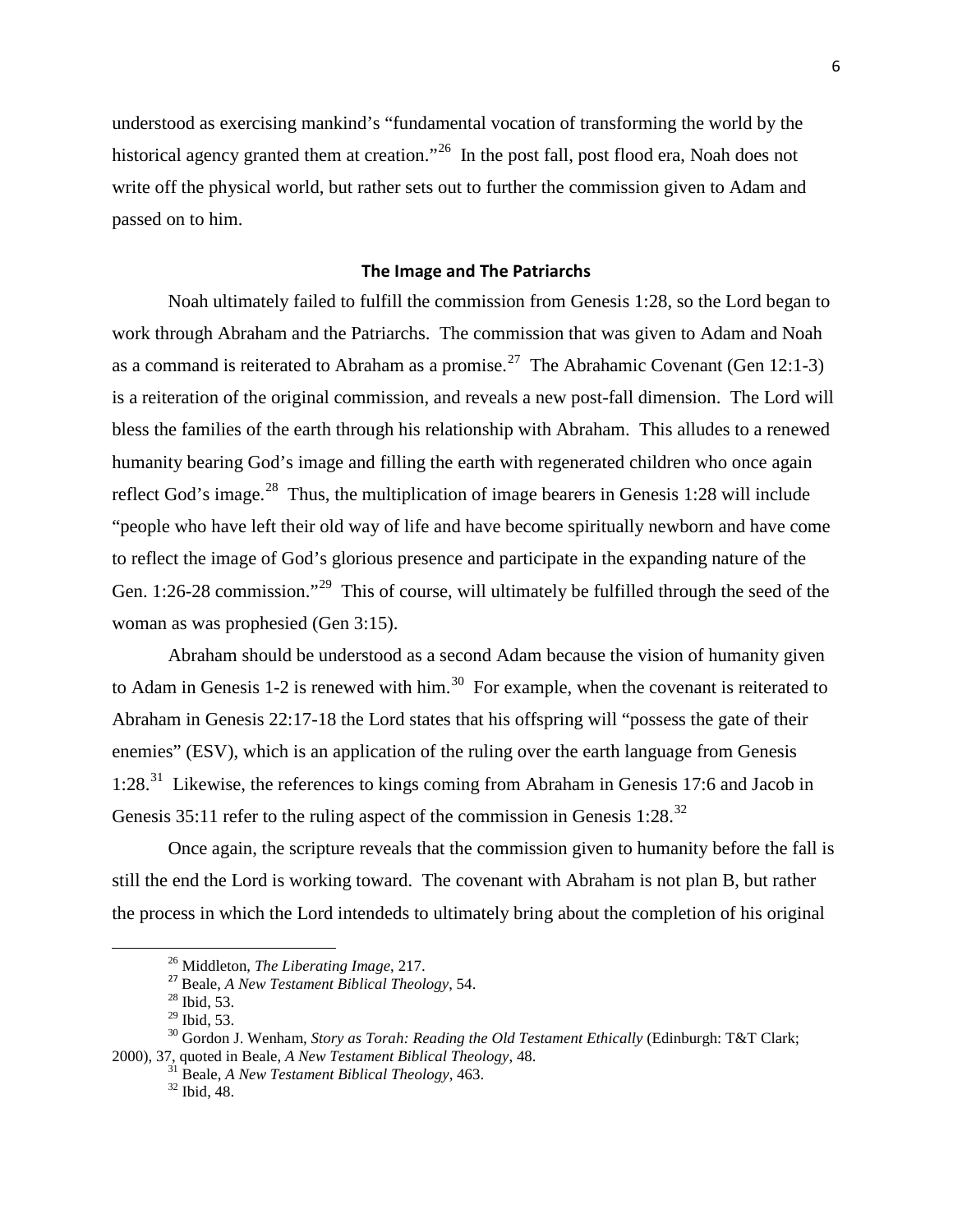understood as exercising mankind's "fundamental vocation of transforming the world by the historical agency granted them at creation."[26] In the post fall, post flood era, Noah does not write off the physical world, but rather sets out to further the commission given to Adam and passed on to him.

## The Image and The Patriarchs

Noah ultimately failed to fulfill the commission from Genesis 1:28, so the Lord began to work through Abraham and the Patriarchs. The commission that was given to Adam and Noah as a command is reiterated to Abraham as a promise.[27] The Abrahamic Covenant (Gen 12:1-3) is a reiteration of the original commission, and reveals a new post-fall dimension. The Lord will bless the families of the earth through his relationship with Abraham. This alludes to a renewed humanity bearing God's image and filling the earth with regenerated children who once again reflect God's image.[28] Thus, the multiplication of image bearers in Genesis 1:28 will include "people who have left their old way of life and have become spiritually newborn and have come to reflect the image of God's glorious presence and participate in the expanding nature of the Gen. 1:26-28 commission."[29] This of course, will ultimately be fulfilled through the seed of the woman as was prophesied (Gen 3:15).

Abraham should be understood as a second Adam because the vision of humanity given to Adam in Genesis 1-2 is renewed with him.[30] For example, when the covenant is reiterated to Abraham in Genesis 22:17-18 the Lord states that his offspring will "possess the gate of their enemies" (ESV), which is an application of the ruling over the earth language from Genesis 1:28.[31] Likewise, the references to kings coming from Abraham in Genesis 17:6 and Jacob in Genesis 35:11 refer to the ruling aspect of the commission in Genesis 1:28.[32]

Once again, the scripture reveals that the commission given to humanity before the fall is still the end the Lord is working toward. The covenant with Abraham is not plan B, but rather the process in which the Lord intendeds to ultimately bring about the completion of his original

---

[26] Middleton, *The Liberating Image*, 217.

[27] Beale, *A New Testament Biblical Theology*, 54.

[28] Ibid, 53.

[29] Ibid, 53.

[30] Gordon J. Wenham, *Story as Torah: Reading the Old Testament Ethically* (Edinburgh: T&T Clark; 2000), 37, quoted in Beale, *A New Testament Biblical Theology*, 48.

[31] Beale, *A New Testament Biblical Theology*, 463.

[32] Ibid, 48.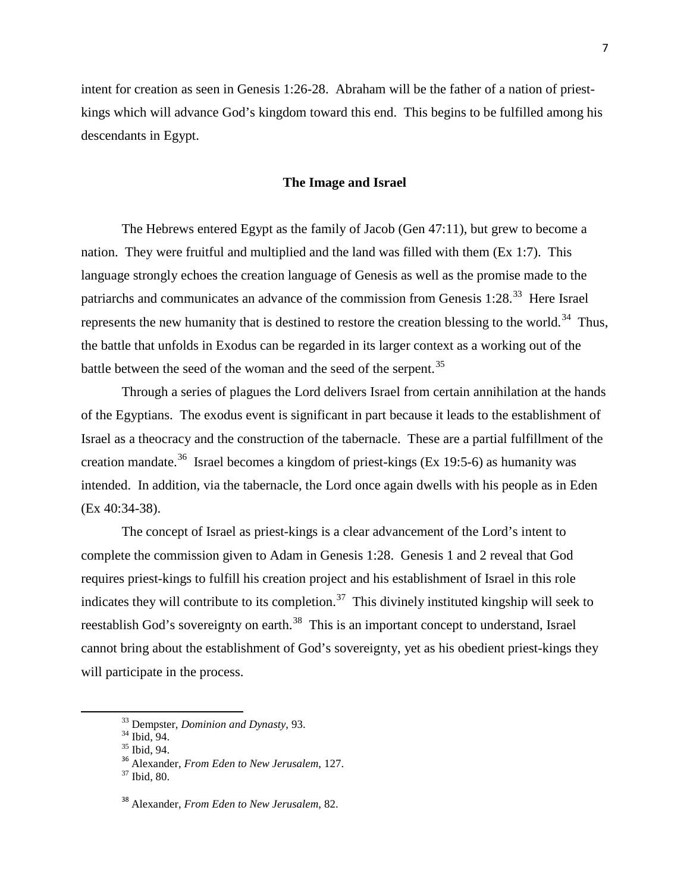intent for creation as seen in Genesis 1:26-28. Abraham will be the father of a nation of priest-kings which will advance God's kingdom toward this end. This begins to be fulfilled among his descendants in Egypt.

## The Image and Israel

The Hebrews entered Egypt as the family of Jacob (Gen 47:11), but grew to become a nation. They were fruitful and multiplied and the land was filled with them (Ex 1:7). This language strongly echoes the creation language of Genesis as well as the promise made to the patriarchs and communicates an advance of the commission from Genesis 1:28.[33] Here Israel represents the new humanity that is destined to restore the creation blessing to the world.[34] Thus, the battle that unfolds in Exodus can be regarded in its larger context as a working out of the battle between the seed of the woman and the seed of the serpent.[35]

Through a series of plagues the Lord delivers Israel from certain annihilation at the hands of the Egyptians. The exodus event is significant in part because it leads to the establishment of Israel as a theocracy and the construction of the tabernacle. These are a partial fulfillment of the creation mandate.[36] Israel becomes a kingdom of priest-kings (Ex 19:5-6) as humanity was intended. In addition, via the tabernacle, the Lord once again dwells with his people as in Eden (Ex 40:34-38).

The concept of Israel as priest-kings is a clear advancement of the Lord's intent to complete the commission given to Adam in Genesis 1:28. Genesis 1 and 2 reveal that God requires priest-kings to fulfill his creation project and his establishment of Israel in this role indicates they will contribute to its completion.[37] This divinely instituted kingship will seek to reestablish God's sovereignty on earth.[38] This is an important concept to understand, Israel cannot bring about the establishment of God's sovereignty, yet as his obedient priest-kings they will participate in the process.

---

[33] Dempster, *Dominion and Dynasty*, 93.
[34] Ibid, 94.
[35] Ibid, 94.
[36] Alexander, *From Eden to New Jerusalem*, 127.
[37] Ibid, 80.

[38] Alexander, *From Eden to New Jerusalem*, 82.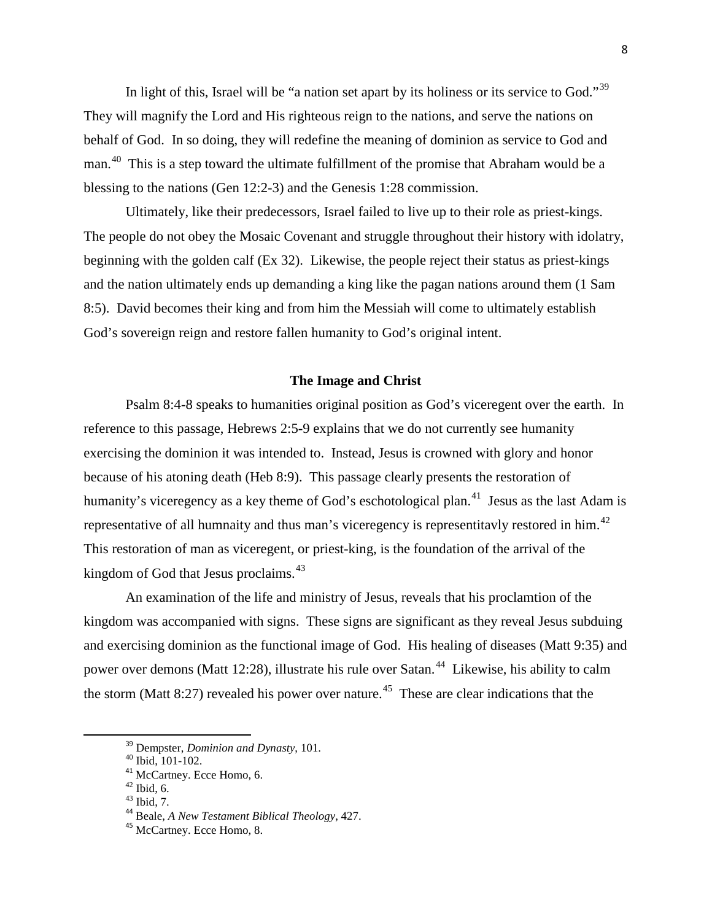In light of this, Israel will be "a nation set apart by its holiness or its service to God."[39] They will magnify the Lord and His righteous reign to the nations, and serve the nations on behalf of God. In so doing, they will redefine the meaning of dominion as service to God and man.[40] This is a step toward the ultimate fulfillment of the promise that Abraham would be a blessing to the nations (Gen 12:2-3) and the Genesis 1:28 commission.

Ultimately, like their predecessors, Israel failed to live up to their role as priest-kings. The people do not obey the Mosaic Covenant and struggle throughout their history with idolatry, beginning with the golden calf (Ex 32). Likewise, the people reject their status as priest-kings and the nation ultimately ends up demanding a king like the pagan nations around them (1 Sam 8:5). David becomes their king and from him the Messiah will come to ultimately establish God's sovereign reign and restore fallen humanity to God's original intent.

## The Image and Christ

Psalm 8:4-8 speaks to humanities original position as God's viceregent over the earth. In reference to this passage, Hebrews 2:5-9 explains that we do not currently see humanity exercising the dominion it was intended to. Instead, Jesus is crowned with glory and honor because of his atoning death (Heb 8:9). This passage clearly presents the restoration of humanity's viceregency as a key theme of God's eschotological plan.[41] Jesus as the last Adam is representative of all humnaity and thus man's viceregency is representitavly restored in him.[42] This restoration of man as viceregent, or priest-king, is the foundation of the arrival of the kingdom of God that Jesus proclaims.[43]

An examination of the life and ministry of Jesus, reveals that his proclamtion of the kingdom was accompanied with signs. These signs are significant as they reveal Jesus subduing and exercising dominion as the functional image of God. His healing of diseases (Matt 9:35) and power over demons (Matt 12:28), illustrate his rule over Satan.[44] Likewise, his ability to calm the storm (Matt 8:27) revealed his power over nature.[45] These are clear indications that the

---

[39] Dempster, *Dominion and Dynasty*, 101.
[40] Ibid, 101-102.
[41] McCartney. Ecce Homo, 6.
[42] Ibid, 6.
[43] Ibid, 7.
[44] Beale, *A New Testament Biblical Theology*, 427.
[45] McCartney. Ecce Homo, 8.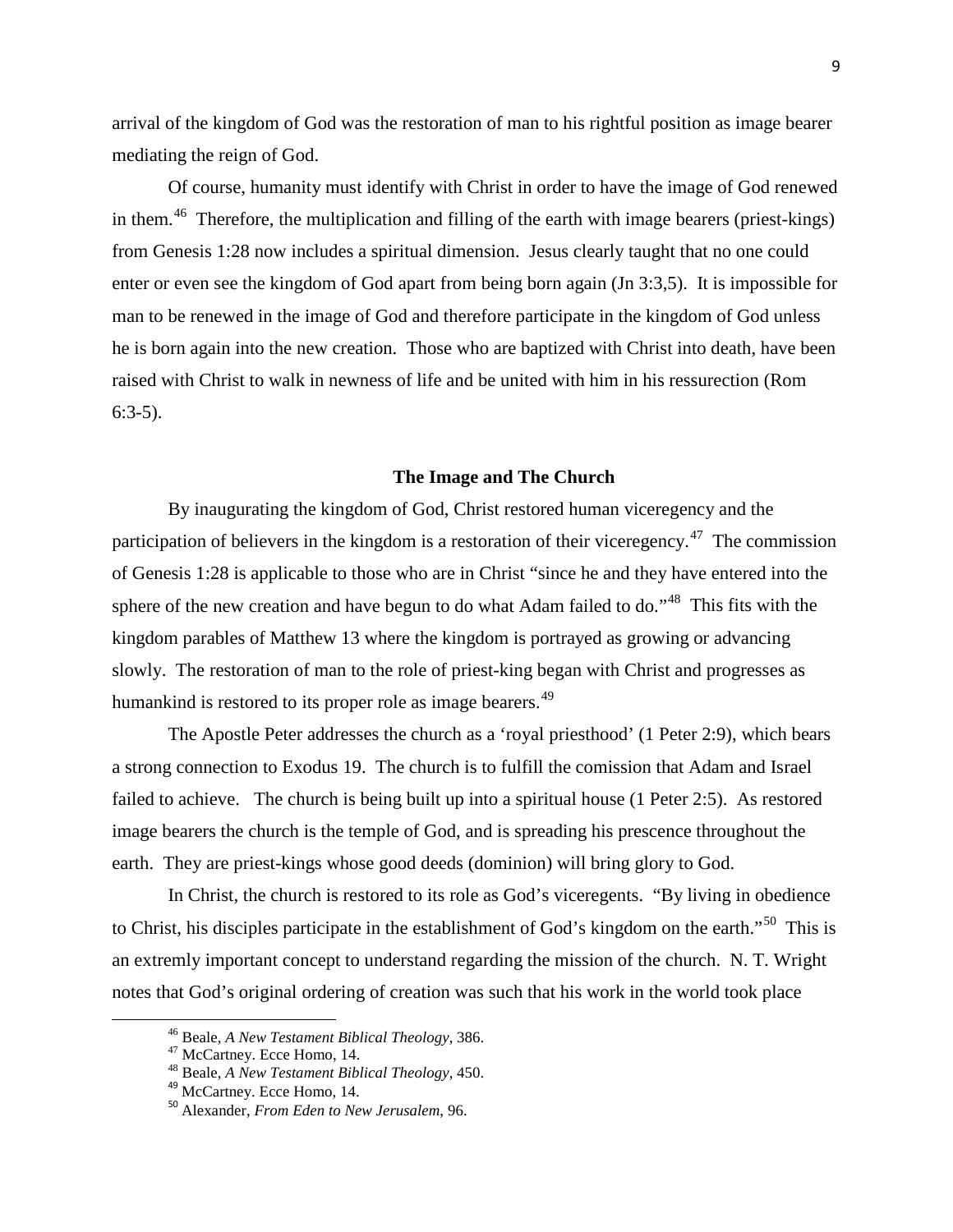arrival of the kingdom of God was the restoration of man to his rightful position as image bearer mediating the reign of God.

Of course, humanity must identify with Christ in order to have the image of God renewed in them.[46] Therefore, the multiplication and filling of the earth with image bearers (priest-kings) from Genesis 1:28 now includes a spiritual dimension. Jesus clearly taught that no one could enter or even see the kingdom of God apart from being born again (Jn 3:3,5). It is impossible for man to be renewed in the image of God and therefore participate in the kingdom of God unless he is born again into the new creation. Those who are baptized with Christ into death, have been raised with Christ to walk in newness of life and be united with him in his ressurection (Rom 6:3-5).

## The Image and The Church

By inaugurating the kingdom of God, Christ restored human viceregency and the participation of believers in the kingdom is a restoration of their viceregency.[47] The commission of Genesis 1:28 is applicable to those who are in Christ "since he and they have entered into the sphere of the new creation and have begun to do what Adam failed to do."[48] This fits with the kingdom parables of Matthew 13 where the kingdom is portrayed as growing or advancing slowly. The restoration of man to the role of priest-king began with Christ and progresses as humankind is restored to its proper role as image bearers.[49]

The Apostle Peter addresses the church as a 'royal priesthood' (1 Peter 2:9), which bears a strong connection to Exodus 19. The church is to fulfill the comission that Adam and Israel failed to achieve. The church is being built up into a spiritual house (1 Peter 2:5). As restored image bearers the church is the temple of God, and is spreading his prescence throughout the earth. They are priest-kings whose good deeds (dominion) will bring glory to God.

In Christ, the church is restored to its role as God's viceregents. "By living in obedience to Christ, his disciples participate in the establishment of God's kingdom on the earth."[50] This is an extremly important concept to understand regarding the mission of the church. N. T. Wright notes that God's original ordering of creation was such that his work in the world took place

---

[46] Beale, *A New Testament Biblical Theology*, 386.

[47] McCartney. Ecce Homo, 14.

[48] Beale, *A New Testament Biblical Theology*, 450.

[49] McCartney. Ecce Homo, 14.

[50] Alexander, *From Eden to New Jerusalem*, 96.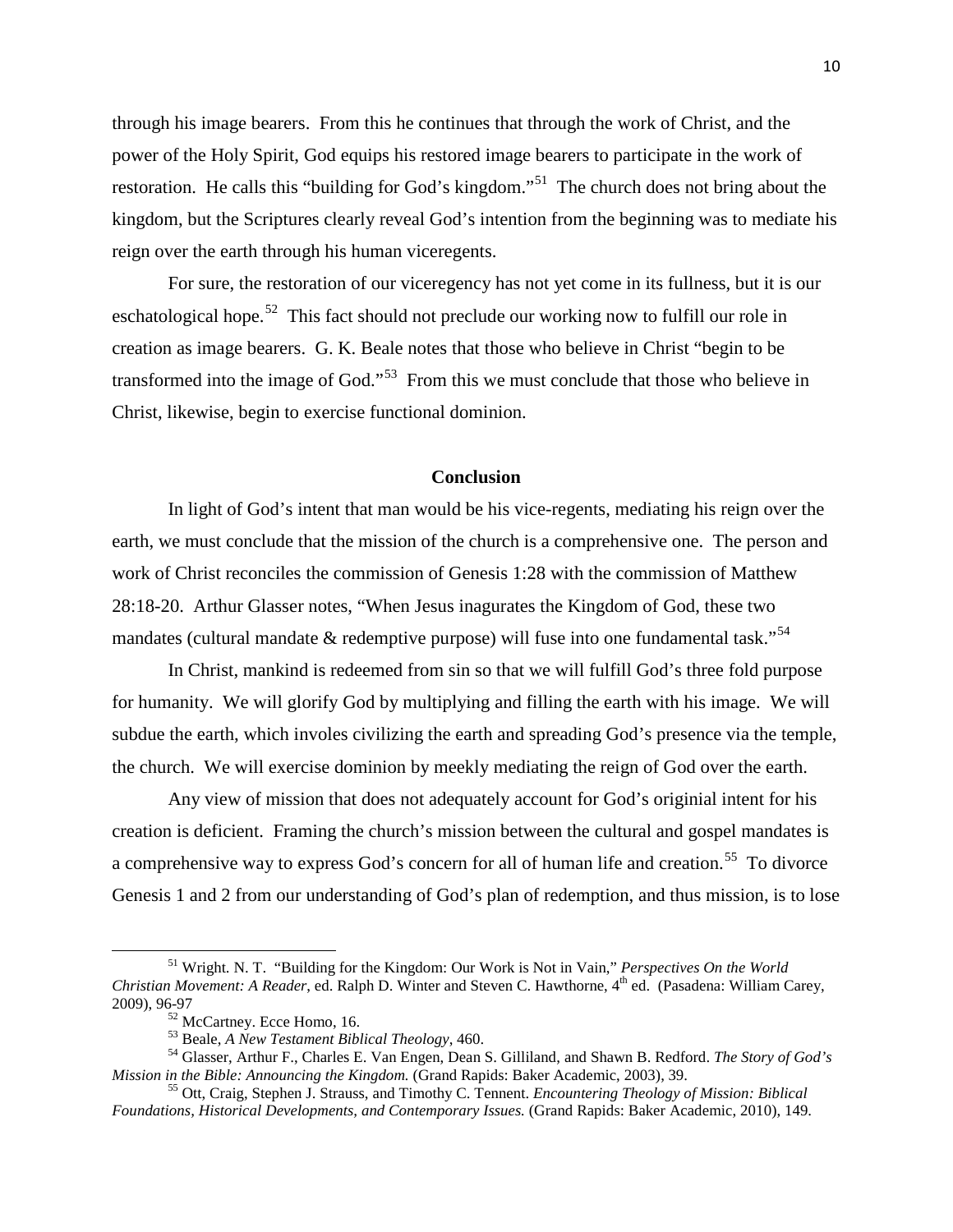through his image bearers. From this he continues that through the work of Christ, and the power of the Holy Spirit, God equips his restored image bearers to participate in the work of restoration. He calls this "building for God's kingdom."[51] The church does not bring about the kingdom, but the Scriptures clearly reveal God's intention from the beginning was to mediate his reign over the earth through his human viceregents.

For sure, the restoration of our viceregency has not yet come in its fullness, but it is our eschatological hope.[52] This fact should not preclude our working now to fulfill our role in creation as image bearers. G. K. Beale notes that those who believe in Christ "begin to be transformed into the image of God."[53] From this we must conclude that those who believe in Christ, likewise, begin to exercise functional dominion.

## Conclusion

In light of God's intent that man would be his vice-regents, mediating his reign over the earth, we must conclude that the mission of the church is a comprehensive one. The person and work of Christ reconciles the commission of Genesis 1:28 with the commission of Matthew 28:18-20. Arthur Glasser notes, "When Jesus inagurates the Kingdom of God, these two mandates (cultural mandate & redemptive purpose) will fuse into one fundamental task."[54]

In Christ, mankind is redeemed from sin so that we will fulfill God's three fold purpose for humanity. We will glorify God by multiplying and filling the earth with his image. We will subdue the earth, which involes civilizing the earth and spreading God's presence via the temple, the church. We will exercise dominion by meekly mediating the reign of God over the earth.

Any view of mission that does not adequately account for God's originial intent for his creation is deficient. Framing the church's mission between the cultural and gospel mandates is a comprehensive way to express God's concern for all of human life and creation.[55] To divorce Genesis 1 and 2 from our understanding of God's plan of redemption, and thus mission, is to lose

---

[51] Wright. N. T. "Building for the Kingdom: Our Work is Not in Vain," *Perspectives On the World Christian Movement: A Reader*, ed. Ralph D. Winter and Steven C. Hawthorne, 4th ed. (Pasadena: William Carey, 2009), 96-97

[52] McCartney. Ecce Homo, 16.

[53] Beale, *A New Testament Biblical Theology*, 460.

[54] Glasser, Arthur F., Charles E. Van Engen, Dean S. Gilliland, and Shawn B. Redford. *The Story of God's Mission in the Bible: Announcing the Kingdom.* (Grand Rapids: Baker Academic, 2003), 39.

[55] Ott, Craig, Stephen J. Strauss, and Timothy C. Tennent. *Encountering Theology of Mission: Biblical Foundations, Historical Developments, and Contemporary Issues.* (Grand Rapids: Baker Academic, 2010), 149.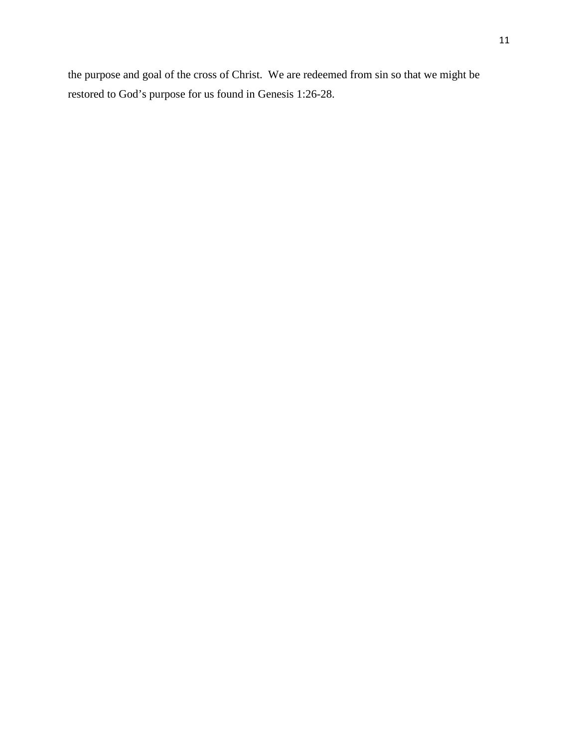the purpose and goal of the cross of Christ.  We are redeemed from sin so that we might be restored to God's purpose for us found in Genesis 1:26-28.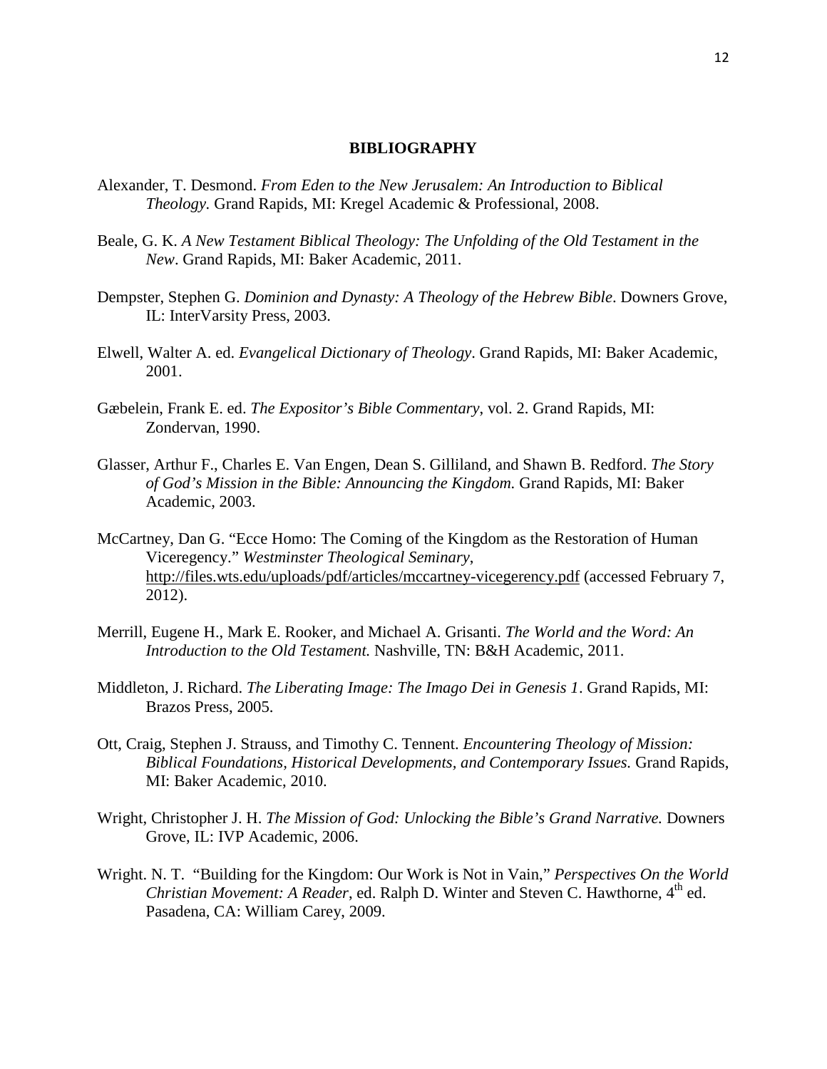## BIBLIOGRAPHY

Alexander, T. Desmond. *From Eden to the New Jerusalem: An Introduction to Biblical Theology.* Grand Rapids, MI: Kregel Academic & Professional, 2008.

Beale, G. K. *A New Testament Biblical Theology: The Unfolding of the Old Testament in the New*. Grand Rapids, MI: Baker Academic, 2011.

Dempster, Stephen G. *Dominion and Dynasty: A Theology of the Hebrew Bible*. Downers Grove, IL: InterVarsity Press, 2003.

Elwell, Walter A. ed. *Evangelical Dictionary of Theology*. Grand Rapids, MI: Baker Academic, 2001.

Gæbelein, Frank E. ed. *The Expositor's Bible Commentary*, vol. 2. Grand Rapids, MI: Zondervan, 1990.

Glasser, Arthur F., Charles E. Van Engen, Dean S. Gilliland, and Shawn B. Redford. *The Story of God's Mission in the Bible: Announcing the Kingdom.* Grand Rapids, MI: Baker Academic, 2003.

McCartney, Dan G. "Ecce Homo: The Coming of the Kingdom as the Restoration of Human Viceregency." *Westminster Theological Seminary*, http://files.wts.edu/uploads/pdf/articles/mccartney-vicegerency.pdf (accessed February 7, 2012).

Merrill, Eugene H., Mark E. Rooker, and Michael A. Grisanti. *The World and the Word: An Introduction to the Old Testament.* Nashville, TN: B&H Academic, 2011.

Middleton, J. Richard. *The Liberating Image: The Imago Dei in Genesis 1*. Grand Rapids, MI: Brazos Press, 2005.

Ott, Craig, Stephen J. Strauss, and Timothy C. Tennent. *Encountering Theology of Mission: Biblical Foundations, Historical Developments, and Contemporary Issues.* Grand Rapids, MI: Baker Academic, 2010.

Wright, Christopher J. H. *The Mission of God: Unlocking the Bible's Grand Narrative.* Downers Grove, IL: IVP Academic, 2006.

Wright. N. T. "Building for the Kingdom: Our Work is Not in Vain," *Perspectives On the World Christian Movement: A Reader*, ed. Ralph D. Winter and Steven C. Hawthorne, 4th ed. Pasadena, CA: William Carey, 2009.